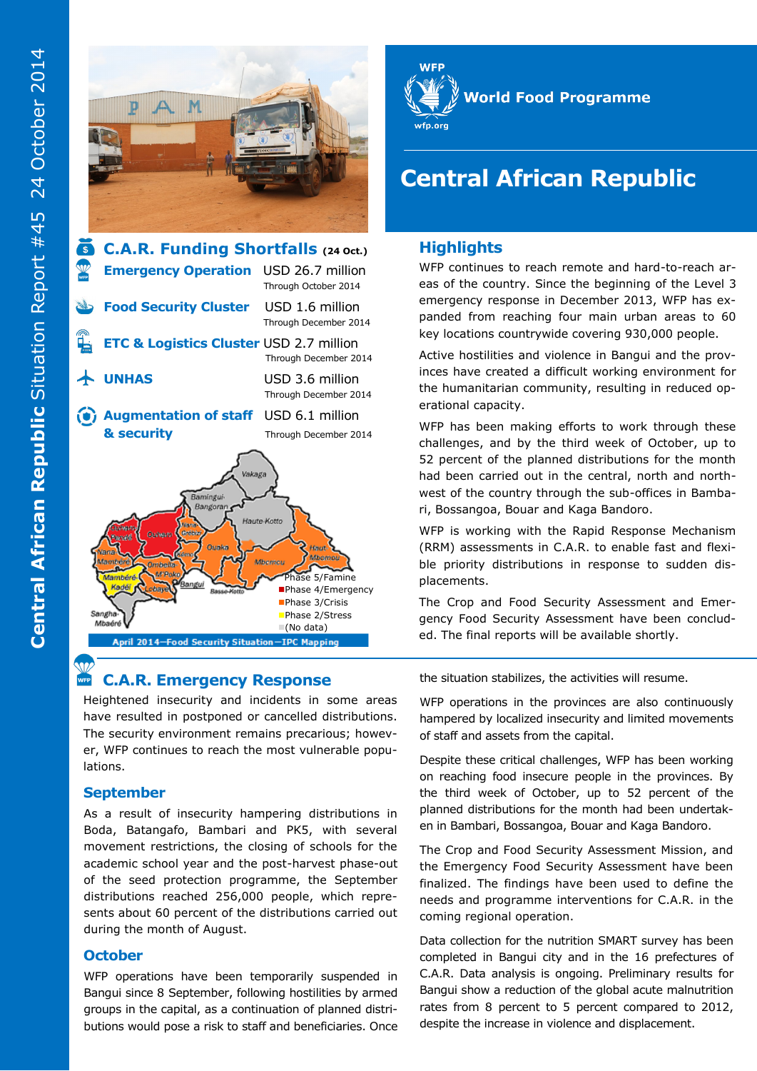# Central African Republic

World Food Programme

## C.A.R. Funding Shortfalls (24 Oct.)

| | |
|---|---|
| **Emergency Operation** | USD 26.7 million Through October 2014 |
| **Food Security Cluster** | USD 1.6 million Through December 2014 |
| **ETC & Logistics Cluster** | USD 2.7 million Through December 2014 |
| **UNHAS** | USD 3.6 million Through December 2014 |
| **Augmentation of staff & security** | USD 6.1 million Through December 2014 |

Phase 5/Famine
Phase 4/Emergency
Phase 3/Crisis
Phase 2/Stress
(No data)

April 2014—Food Security Situation—IPC Mapping

## Highlights

WFP continues to reach remote and hard-to-reach areas of the country. Since the beginning of the Level 3 emergency response in December 2013, WFP has expanded from reaching four main urban areas to 60 key locations countrywide covering 930,000 people.

Active hostilities and violence in Bangui and the provinces have created a difficult working environment for the humanitarian community, resulting in reduced operational capacity.

WFP has been making efforts to work through these challenges, and by the third week of October, up to 52 percent of the planned distributions for the month had been carried out in the central, north and north-west of the country through the sub-offices in Bambari, Bossangoa, Bouar and Kaga Bandoro.

WFP is working with the Rapid Response Mechanism (RRM) assessments in C.A.R. to enable fast and flexible priority distributions in response to sudden displacements.

The Crop and Food Security Assessment and Emergency Food Security Assessment have been concluded. The final reports will be available shortly.

## C.A.R. Emergency Response

Heightened insecurity and incidents in some areas have resulted in postponed or cancelled distributions. The security environment remains precarious; however, WFP continues to reach the most vulnerable populations.

### September

As a result of insecurity hampering distributions in Boda, Batangafo, Bambari and PK5, with several movement restrictions, the closing of schools for the academic school year and the post-harvest phase-out of the seed protection programme, the September distributions reached 256,000 people, which represents about 60 percent of the distributions carried out during the month of August.

### October

WFP operations have been temporarily suspended in Bangui since 8 September, following hostilities by armed groups in the capital, as a continuation of planned distributions would pose a risk to staff and beneficiaries. Once the situation stabilizes, the activities will resume.

WFP operations in the provinces are also continuously hampered by localized insecurity and limited movements of staff and assets from the capital.

Despite these critical challenges, WFP has been working on reaching food insecure people in the provinces. By the third week of October, up to 52 percent of the planned distributions for the month had been undertaken in Bambari, Bossangoa, Bouar and Kaga Bandoro.

The Crop and Food Security Assessment Mission, and the Emergency Food Security Assessment have been finalized. The findings have been used to define the needs and programme interventions for C.A.R. in the coming regional operation.

Data collection for the nutrition SMART survey has been completed in Bangui city and in the 16 prefectures of C.A.R. Data analysis is ongoing. Preliminary results for Bangui show a reduction of the global acute malnutrition rates from 8 percent to 5 percent compared to 2012, despite the increase in violence and displacement.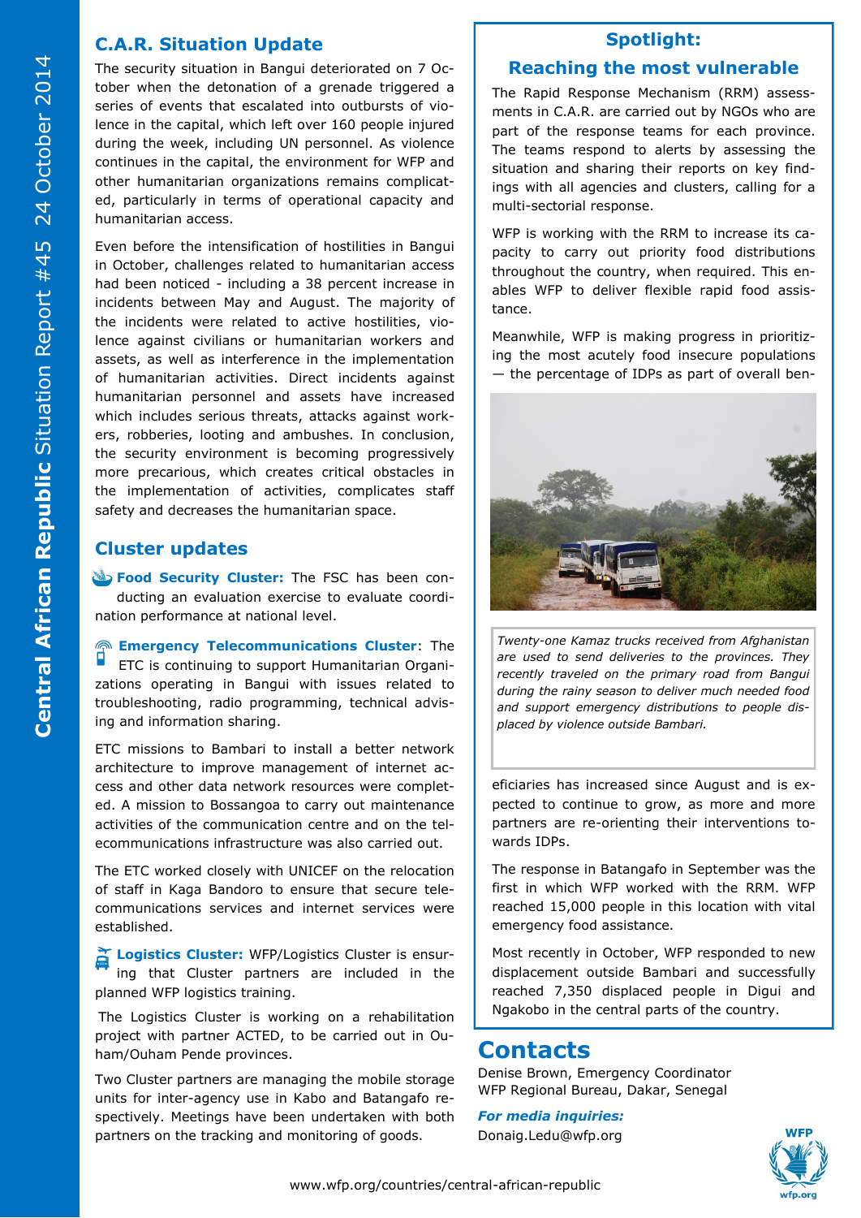## C.A.R. Situation Update

The security situation in Bangui deteriorated on 7 October when the detonation of a grenade triggered a series of events that escalated into outbursts of violence in the capital, which left over 160 people injured during the week, including UN personnel. As violence continues in the capital, the environment for WFP and other humanitarian organizations remains complicated, particularly in terms of operational capacity and humanitarian access.

Even before the intensification of hostilities in Bangui in October, challenges related to humanitarian access had been noticed - including a 38 percent increase in incidents between May and August. The majority of the incidents were related to active hostilities, violence against civilians or humanitarian workers and assets, as well as interference in the implementation of humanitarian activities. Direct incidents against humanitarian personnel and assets have increased which includes serious threats, attacks against workers, robberies, looting and ambushes. In conclusion, the security environment is becoming progressively more precarious, which creates critical obstacles in the implementation of activities, complicates staff safety and decreases the humanitarian space.

## Cluster updates

**Food Security Cluster:** The FSC has been conducting an evaluation exercise to evaluate coordination performance at national level.

**Emergency Telecommunications Cluster**: The ETC is continuing to support Humanitarian Organizations operating in Bangui with issues related to troubleshooting, radio programming, technical advising and information sharing.

ETC missions to Bambari to install a better network architecture to improve management of internet access and other data network resources were completed. A mission to Bossangoa to carry out maintenance activities of the communication centre and on the telecommunications infrastructure was also carried out.

The ETC worked closely with UNICEF on the relocation of staff in Kaga Bandoro to ensure that secure telecommunications services and internet services were established.

**Logistics Cluster:** WFP/Logistics Cluster is ensuring that Cluster partners are included in the planned WFP logistics training.

The Logistics Cluster is working on a rehabilitation project with partner ACTED, to be carried out in Ouham/Ouham Pende provinces.

Two Cluster partners are managing the mobile storage units for inter-agency use in Kabo and Batangafo respectively. Meetings have been undertaken with both partners on the tracking and monitoring of goods.

## Spotlight: Reaching the most vulnerable

The Rapid Response Mechanism (RRM) assessments in C.A.R. are carried out by NGOs who are part of the response teams for each province. The teams respond to alerts by assessing the situation and sharing their reports on key findings with all agencies and clusters, calling for a multi-sectorial response.

WFP is working with the RRM to increase its capacity to carry out priority food distributions throughout the country, when required. This enables WFP to deliver flexible rapid food assistance.

Meanwhile, WFP is making progress in prioritizing the most acutely food insecure populations — the percentage of IDPs as part of overall beneficiaries has increased since August and is expected to continue to grow, as more and more partners are re-orienting their interventions towards IDPs.

*Twenty-one Kamaz trucks received from Afghanistan are used to send deliveries to the provinces. They recently traveled on the primary road from Bangui during the rainy season to deliver much needed food and support emergency distributions to people displaced by violence outside Bambari.*

The response in Batangafo in September was the first in which WFP worked with the RRM. WFP reached 15,000 people in this location with vital emergency food assistance.

Most recently in October, WFP responded to new displacement outside Bambari and successfully reached 7,350 displaced people in Digui and Ngakobo in the central parts of the country.

## Contacts

Denise Brown, Emergency Coordinator
WFP Regional Bureau, Dakar, Senegal

***For media inquiries:***
Donaig.Ledu@wfp.org

www.wfp.org/countries/central-african-republic